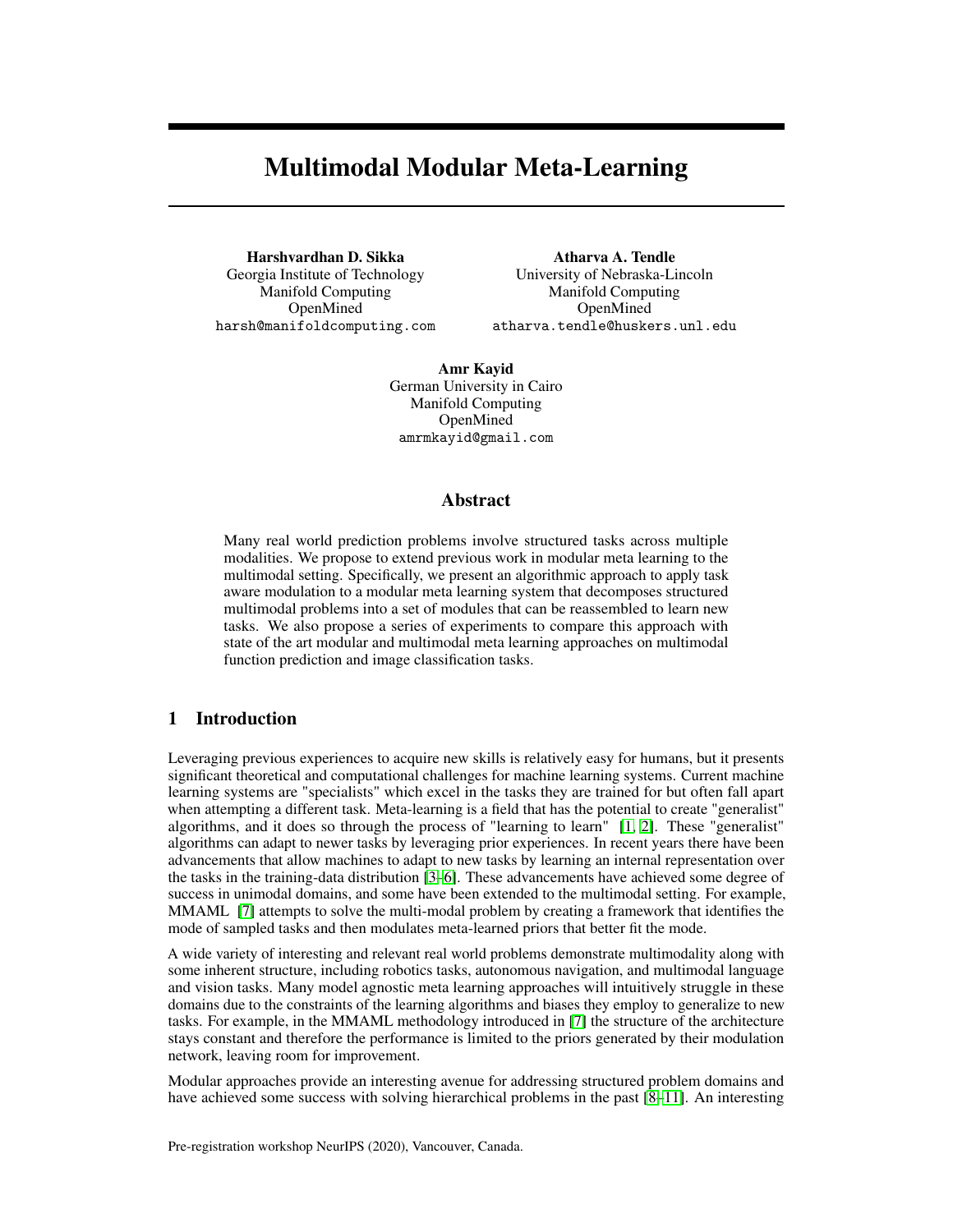# Multimodal Modular Meta-Learning

**Harshvardhan D. Sikka**
Georgia Institute of Technology
Manifold Computing
OpenMined
harsh@manifoldcomputing.com

**Atharva A. Tendle**
University of Nebraska-Lincoln
Manifold Computing
OpenMined
atharva.tendle@huskers.unl.edu

**Amr Kayid**
German University in Cairo
Manifold Computing
OpenMined
amrmkayid@gmail.com

## Abstract

Many real world prediction problems involve structured tasks across multiple modalities. We propose to extend previous work in modular meta learning to the multimodal setting. Specifically, we present an algorithmic approach to apply task aware modulation to a modular meta learning system that decomposes structured multimodal problems into a set of modules that can be reassembled to learn new tasks. We also propose a series of experiments to compare this approach with state of the art modular and multimodal meta learning approaches on multimodal function prediction and image classification tasks.

## 1 Introduction

Leveraging previous experiences to acquire new skills is relatively easy for humans, but it presents significant theoretical and computational challenges for machine learning systems. Current machine learning systems are "specialists" which excel in the tasks they are trained for but often fall apart when attempting a different task. Meta-learning is a field that has the potential to create "generalist" algorithms, and it does so through the process of "learning to learn" [1, 2]. These "generalist" algorithms can adapt to newer tasks by leveraging prior experiences. In recent years there have been advancements that allow machines to adapt to new tasks by learning an internal representation over the tasks in the training-data distribution [3–6]. These advancements have achieved some degree of success in unimodal domains, and some have been extended to the multimodal setting. For example, MMAML [7] attempts to solve the multi-modal problem by creating a framework that identifies the mode of sampled tasks and then modulates meta-learned priors that better fit the mode.

A wide variety of interesting and relevant real world problems demonstrate multimodality along with some inherent structure, including robotics tasks, autonomous navigation, and multimodal language and vision tasks. Many model agnostic meta learning approaches will intuitively struggle in these domains due to the constraints of the learning algorithms and biases they employ to generalize to new tasks. For example, in the MMAML methodology introduced in [7] the structure of the architecture stays constant and therefore the performance is limited to the priors generated by their modulation network, leaving room for improvement.

Modular approaches provide an interesting avenue for addressing structured problem domains and have achieved some success with solving hierarchical problems in the past [8–11]. An interesting

Pre-registration workshop NeurIPS (2020), Vancouver, Canada.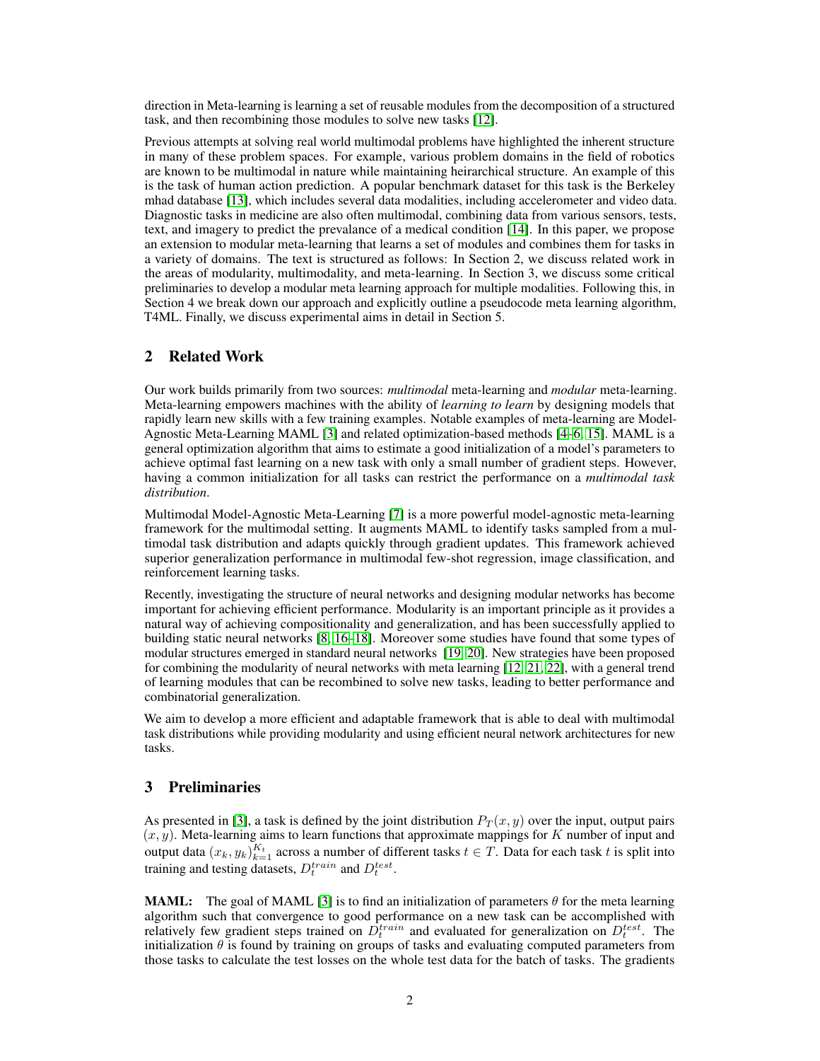direction in Meta-learning is learning a set of reusable modules from the decomposition of a structured task, and then recombining those modules to solve new tasks [12].

Previous attempts at solving real world multimodal problems have highlighted the inherent structure in many of these problem spaces. For example, various problem domains in the field of robotics are known to be multimodal in nature while maintaining heirarchical structure. An example of this is the task of human action prediction. A popular benchmark dataset for this task is the Berkeley mhad database [13], which includes several data modalities, including accelerometer and video data. Diagnostic tasks in medicine are also often multimodal, combining data from various sensors, tests, text, and imagery to predict the prevalance of a medical condition [14]. In this paper, we propose an extension to modular meta-learning that learns a set of modules and combines them for tasks in a variety of domains. The text is structured as follows: In Section 2, we discuss related work in the areas of modularity, multimodality, and meta-learning. In Section 3, we discuss some critical preliminaries to develop a modular meta learning approach for multiple modalities. Following this, in Section 4 we break down our approach and explicitly outline a pseudocode meta learning algorithm, T4ML. Finally, we discuss experimental aims in detail in Section 5.

## 2 Related Work

Our work builds primarily from two sources: *multimodal* meta-learning and *modular* meta-learning. Meta-learning empowers machines with the ability of *learning to learn* by designing models that rapidly learn new skills with a few training examples. Notable examples of meta-learning are Model-Agnostic Meta-Learning MAML [3] and related optimization-based methods [4–6, 15]. MAML is a general optimization algorithm that aims to estimate a good initialization of a model's parameters to achieve optimal fast learning on a new task with only a small number of gradient steps. However, having a common initialization for all tasks can restrict the performance on a *multimodal task distribution*.

Multimodal Model-Agnostic Meta-Learning [7] is a more powerful model-agnostic meta-learning framework for the multimodal setting. It augments MAML to identify tasks sampled from a multimodal task distribution and adapts quickly through gradient updates. This framework achieved superior generalization performance in multimodal few-shot regression, image classification, and reinforcement learning tasks.

Recently, investigating the structure of neural networks and designing modular networks has become important for achieving efficient performance. Modularity is an important principle as it provides a natural way of achieving compositionality and generalization, and has been successfully applied to building static neural networks [8, 16–18]. Moreover some studies have found that some types of modular structures emerged in standard neural networks [19, 20]. New strategies have been proposed for combining the modularity of neural networks with meta learning [12, 21, 22], with a general trend of learning modules that can be recombined to solve new tasks, leading to better performance and combinatorial generalization.

We aim to develop a more efficient and adaptable framework that is able to deal with multimodal task distributions while providing modularity and using efficient neural network architectures for new tasks.

## 3 Preliminaries

As presented in [3], a task is defined by the joint distribution $P_T(x, y)$ over the input, output pairs $(x, y)$. Meta-learning aims to learn functions that approximate mappings for $K$ number of input and output data $(x_k, y_k)_{k=1}^{K_t}$ across a number of different tasks $t \in T$. Data for each task $t$ is split into training and testing datasets, $D_t^{train}$ and $D_t^{test}$.

**MAML:** The goal of MAML [3] is to find an initialization of parameters $\theta$ for the meta learning algorithm such that convergence to good performance on a new task can be accomplished with relatively few gradient steps trained on $D_t^{train}$ and evaluated for generalization on $D_t^{test}$. The initialization $\theta$ is found by training on groups of tasks and evaluating computed parameters from those tasks to calculate the test losses on the whole test data for the batch of tasks. The gradients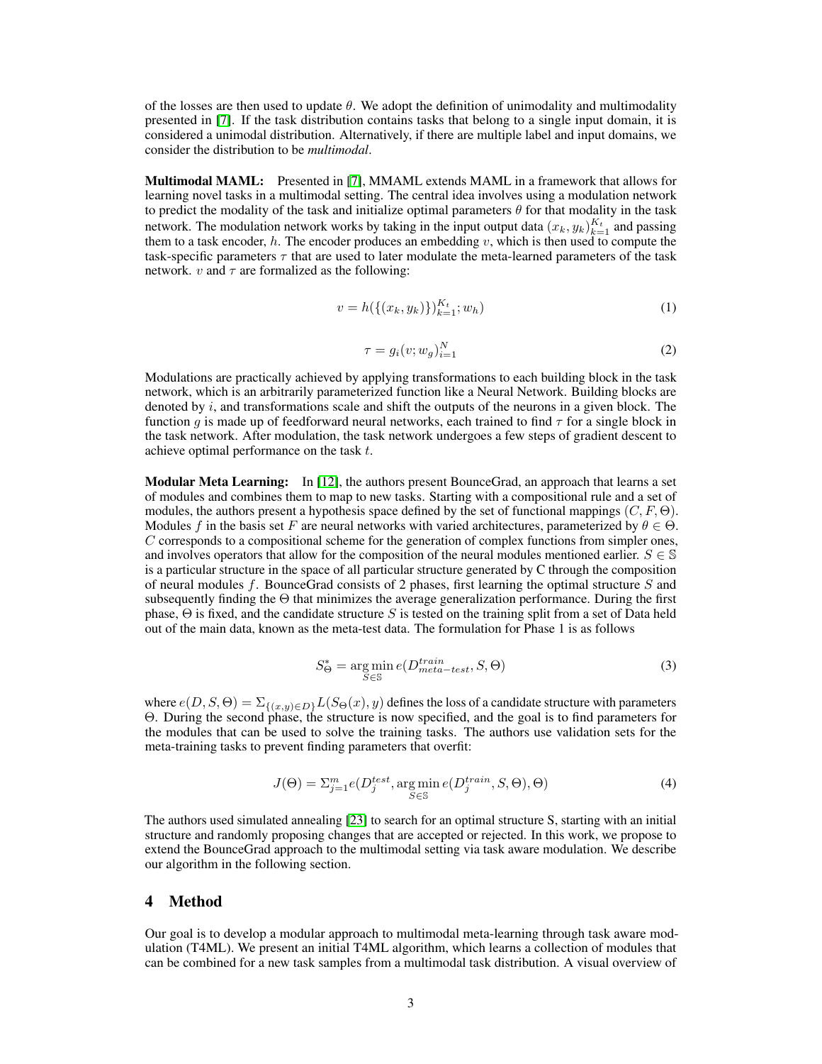of the losses are then used to update $\theta$. We adopt the definition of unimodality and multimodality presented in [7]. If the task distribution contains tasks that belong to a single input domain, it is considered a unimodal distribution. Alternatively, if there are multiple label and input domains, we consider the distribution to be *multimodal*.

**Multimodal MAML:** Presented in [7], MMAML extends MAML in a framework that allows for learning novel tasks in a multimodal setting. The central idea involves using a modulation network to predict the modality of the task and initialize optimal parameters $\theta$ for that modality in the task network. The modulation network works by taking in the input output data $(x_k, y_k)_{k=1}^{K_t}$ and passing them to a task encoder, $h$. The encoder produces an embedding $v$, which is then used to compute the task-specific parameters $\tau$ that are used to later modulate the meta-learned parameters of the task network. $v$ and $\tau$ are formalized as the following:

$$v = h(\{(x_k, y_k)\})_{k=1}^{K_t}; w_h) \tag{1}$$

$$\tau = g_i(v; w_g)_{i=1}^{N} \tag{2}$$

Modulations are practically achieved by applying transformations to each building block in the task network, which is an arbitrarily parameterized function like a Neural Network. Building blocks are denoted by $i$, and transformations scale and shift the outputs of the neurons in a given block. The function $g$ is made up of feedforward neural networks, each trained to find $\tau$ for a single block in the task network. After modulation, the task network undergoes a few steps of gradient descent to achieve optimal performance on the task $t$.

**Modular Meta Learning:** In [12], the authors present BounceGrad, an approach that learns a set of modules and combines them to map to new tasks. Starting with a compositional rule and a set of modules, the authors present a hypothesis space defined by the set of functional mappings $(C, F, \Theta)$. Modules $f$ in the basis set $F$ are neural networks with varied architectures, parameterized by $\theta \in \Theta$. $C$ corresponds to a compositional scheme for the generation of complex functions from simpler ones, and involves operators that allow for the composition of the neural modules mentioned earlier. $S \in \mathbb{S}$ is a particular structure in the space of all particular structure generated by C through the composition of neural modules $f$. BounceGrad consists of 2 phases, first learning the optimal structure $S$ and subsequently finding the $\Theta$ that minimizes the average generalization performance. During the first phase, $\Theta$ is fixed, and the candidate structure $S$ is tested on the training split from a set of Data held out of the main data, known as the meta-test data. The formulation for Phase 1 is as follows

$$S^*_\Theta = \arg\min_{S \in \mathbb{S}} e(D^{train}_{meta-test}, S, \Theta) \tag{3}$$

where $e(D, S, \Theta) = \Sigma_{\{(x,y) \in D\}} L(S_\Theta(x), y)$ defines the loss of a candidate structure with parameters $\Theta$. During the second phase, the structure is now specified, and the goal is to find parameters for the modules that can be used to solve the training tasks. The authors use validation sets for the meta-training tasks to prevent finding parameters that overfit:

$$J(\Theta) = \Sigma_{j=1}^{m} e(D^{test}_j, \arg\min_{S \in \mathbb{S}} e(D^{train}_j, S, \Theta), \Theta) \tag{4}$$

The authors used simulated annealing [23] to search for an optimal structure S, starting with an initial structure and randomly proposing changes that are accepted or rejected. In this work, we propose to extend the BounceGrad approach to the multimodal setting via task aware modulation. We describe our algorithm in the following section.

## 4 Method

Our goal is to develop a modular approach to multimodal meta-learning through task aware modulation (T4ML). We present an initial T4ML algorithm, which learns a collection of modules that can be combined for a new task samples from a multimodal task distribution. A visual overview of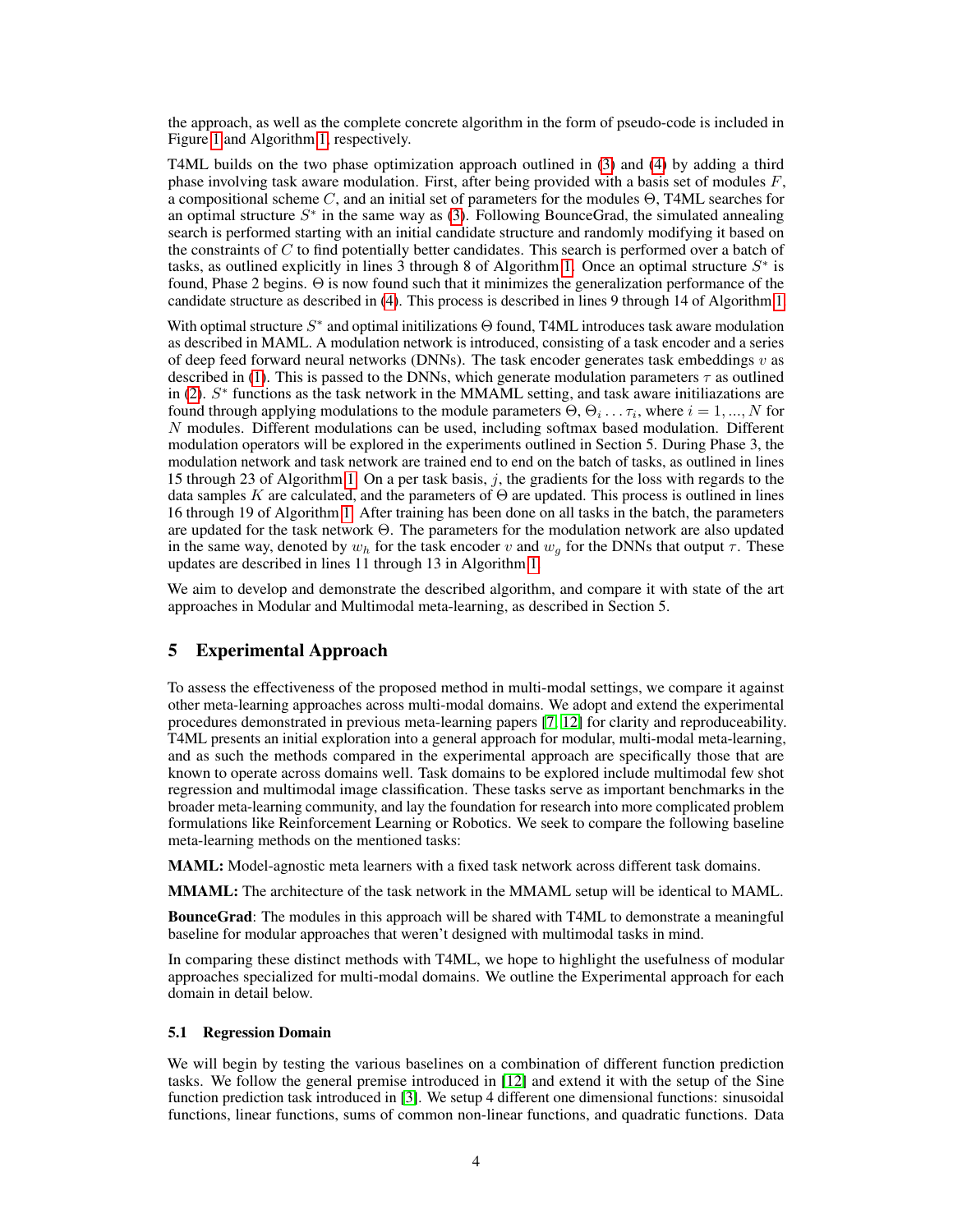the approach, as well as the complete concrete algorithm in the form of pseudo-code is included in Figure 1 and Algorithm 1, respectively.

T4ML builds on the two phase optimization approach outlined in (3) and (4) by adding a third phase involving task aware modulation. First, after being provided with a basis set of modules $F$, a compositional scheme $C$, and an initial set of parameters for the modules $\Theta$, T4ML searches for an optimal structure $S^*$ in the same way as (3). Following BounceGrad, the simulated annealing search is performed starting with an initial candidate structure and randomly modifying it based on the constraints of $C$ to find potentially better candidates. This search is performed over a batch of tasks, as outlined explicitly in lines 3 through 8 of Algorithm 1. Once an optimal structure $S^*$ is found, Phase 2 begins. $\Theta$ is now found such that it minimizes the generalization performance of the candidate structure as described in (4). This process is described in lines 9 through 14 of Algorithm 1

With optimal structure $S^*$ and optimal initilizations $\Theta$ found, T4ML introduces task aware modulation as described in MAML. A modulation network is introduced, consisting of a task encoder and a series of deep feed forward neural networks (DNNs). The task encoder generates task embeddings $v$ as described in (1). This is passed to the DNNs, which generate modulation parameters $\tau$ as outlined in (2). $S^*$ functions as the task network in the MMAML setting, and task aware initilizations are found through applying modulations to the module parameters $\Theta$, $\Theta_i \ldots \tau_i$, where $i = 1, ..., N$ for $N$ modules. Different modulations can be used, including softmax based modulation. Different modulation operators will be explored in the experiments outlined in Section 5. During Phase 3, the modulation network and task network are trained end to end on the batch of tasks, as outlined in lines 15 through 23 of Algorithm 1. On a per task basis, $j$, the gradients for the loss with regards to the data samples $K$ are calculated, and the parameters of $\Theta$ are updated. This process is outlined in lines 16 through 19 of Algorithm 1. After training has been done on all tasks in the batch, the parameters are updated for the task network $\Theta$. The parameters for the modulation network are also updated in the same way, denoted by $w_h$ for the task encoder $v$ and $w_g$ for the DNNs that output $\tau$. These updates are described in lines 11 through 13 in Algorithm 1

We aim to develop and demonstrate the described algorithm, and compare it with state of the art approaches in Modular and Multimodal meta-learning, as described in Section 5.

## 5 Experimental Approach

To assess the effectiveness of the proposed method in multi-modal settings, we compare it against other meta-learning approaches across multi-modal domains. We adopt and extend the experimental procedures demonstrated in previous meta-learning papers [7, 12] for clarity and reproduceability. T4ML presents an initial exploration into a general approach for modular, multi-modal meta-learning, and as such the methods compared in the experimental approach are specifically those that are known to operate across domains well. Task domains to be explored include multimodal few shot regression and multimodal image classification. These tasks serve as important benchmarks in the broader meta-learning community, and lay the foundation for research into more complicated problem formulations like Reinforcement Learning or Robotics. We seek to compare the following baseline meta-learning methods on the mentioned tasks:

**MAML:** Model-agnostic meta learners with a fixed task network across different task domains.

**MMAML:** The architecture of the task network in the MMAML setup will be identical to MAML.

**BounceGrad**: The modules in this approach will be shared with T4ML to demonstrate a meaningful baseline for modular approaches that weren't designed with multimodal tasks in mind.

In comparing these distinct methods with T4ML, we hope to highlight the usefulness of modular approaches specialized for multi-modal domains. We outline the Experimental approach for each domain in detail below.

### 5.1 Regression Domain

We will begin by testing the various baselines on a combination of different function prediction tasks. We follow the general premise introduced in [12] and extend it with the setup of the Sine function prediction task introduced in [3]. We setup 4 different one dimensional functions: sinusoidal functions, linear functions, sums of common non-linear functions, and quadratic functions. Data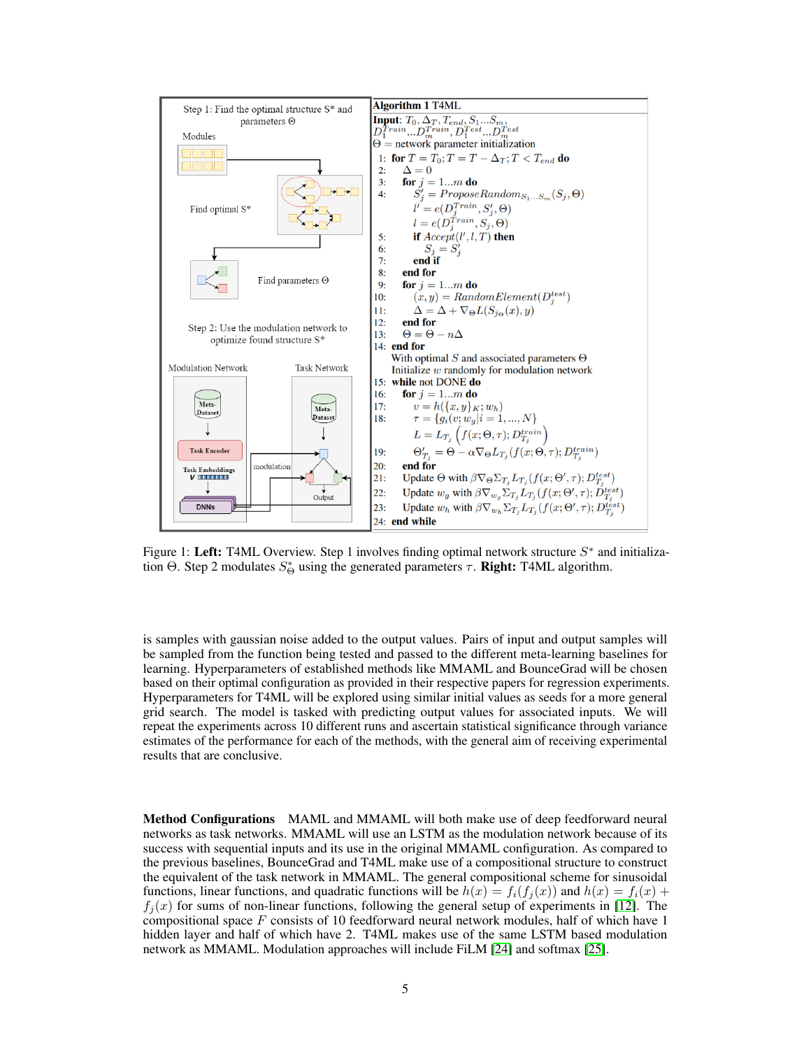**Algorithm 1** T4ML

**Input**: $T_0, \Delta_T, T_{end}, S_1...S_m$, $D_1^{Train}...D_m^{Train}, D_1^{Test}...D_m^{Test}$
$\Theta$ = network parameter initialization

```
1:  for T = T_0; T = T − Δ_T; T < T_end do
2:    Δ = 0
3:    for j = 1...m do
4:      S'_j = ProposeRandom_{S_1...S_m}(S_j, Θ)
        l' = e(D_j^Train, S'_j, Θ)
        l = e(D_j^Train, S_j, Θ)
5:      if Accept(l', l, T) then
6:        S_j = S'_j
7:      end if
8:    end for
9:    for j = 1...m do
10:     (x, y) = RandomElement(D_j^test)
11:     Δ = Δ + ∇_Θ L(S_{jΘ}(x), y)
12:   end for
13:   Θ = Θ − ηΔ
14: end for
    With optimal S and associated parameters Θ
    Initialize w randomly for modulation network
15: while not DONE do
16:   for j = 1...m do
17:     v = h({x, y}_K; w_h)
18:     τ = {g_i(v; w_g | i = 1, ..., N}
        L = L_{T_j}( f(x; Θ, τ); D_{T_j}^train )
19:     Θ'_{T_j} = Θ − α∇_Θ L_{T_j}(f(x; Θ, τ); D_{T_j}^train)
20:   end for
21:   Update Θ with β∇_Θ Σ_{T_j} L_{T_j}(f(x; Θ', τ); D_{T_j}^test)
22:   Update w_g with β∇_{w_g} Σ_{T_j} L_{T_j}(f(x; Θ', τ); D_{T_j}^test)
23:   Update w_h with β∇_{w_h} Σ_{T_j} L_{T_j}(f(x; Θ', τ); D_{T_j}^test)
24: end while
```

Figure 1: **Left:** T4ML Overview. Step 1 involves finding optimal network structure $S^*$ and initialization $\Theta$. Step 2 modulates $S^*_\Theta$ using the generated parameters $\tau$. **Right:** T4ML algorithm.

is samples with gaussian noise added to the output values. Pairs of input and output samples will be sampled from the function being tested and passed to the different meta-learning baselines for learning. Hyperparameters of established methods like MMAML and BounceGrad will be chosen based on their optimal configuration as provided in their respective papers for regression experiments. Hyperparameters for T4ML will be explored using similar initial values as seeds for a more general grid search. The model is tasked with predicting output values for associated inputs. We will repeat the experiments across 10 different runs and ascertain statistical significance through variance estimates of the performance for each of the methods, with the general aim of receiving experimental results that are conclusive.

**Method Configurations** MAML and MMAML will both make use of deep feedforward neural networks as task networks. MMAML will use an LSTM as the modulation network because of its success with sequential inputs and its use in the original MMAML configuration. As compared to the previous baselines, BounceGrad and T4ML make use of a compositional structure to construct the equivalent of the task network in MMAML. The general compositional scheme for sinusoidal functions, linear functions, and quadratic functions will be $h(x) = f_i(f_j(x))$ and $h(x) = f_i(x) + f_j(x)$ for sums of non-linear functions, following the general setup of experiments in [12]. The compositional space $F$ consists of 10 feedforward neural network modules, half of which have 1 hidden layer and half of which have 2. T4ML makes use of the same LSTM based modulation network as MMAML. Modulation approaches will include FiLM [24] and softmax [25].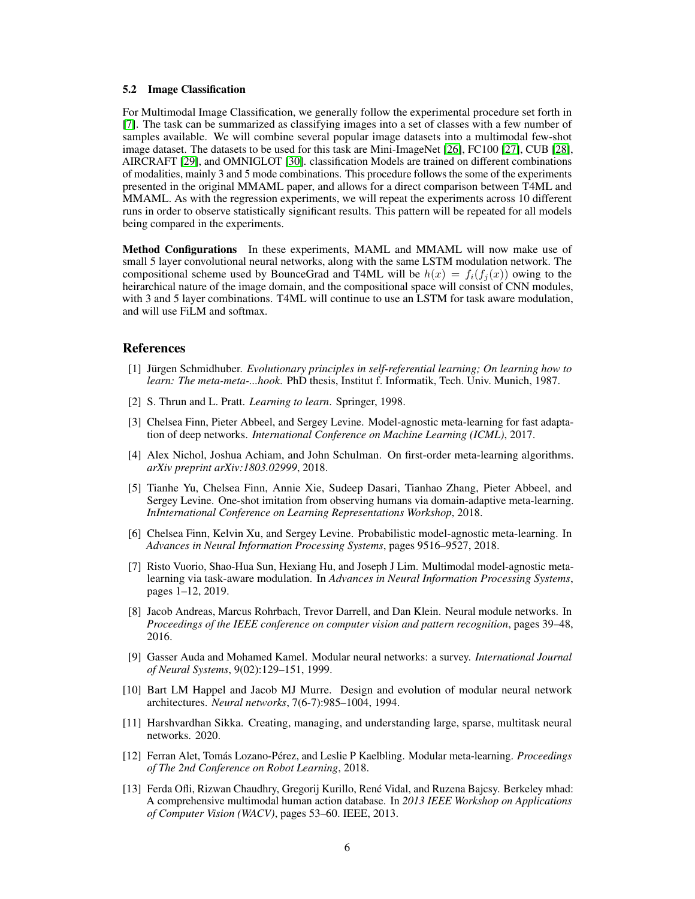### 5.2 Image Classification

For Multimodal Image Classification, we generally follow the experimental procedure set forth in [7]. The task can be summarized as classifying images into a set of classes with a few number of samples available. We will combine several popular image datasets into a multimodal few-shot image dataset. The datasets to be used for this task are Mini-ImageNet [26], FC100 [27], CUB [28], AIRCRAFT [29], and OMNIGLOT [30]. classification Models are trained on different combinations of modalities, mainly 3 and 5 mode combinations. This procedure follows the some of the experiments presented in the original MMAML paper, and allows for a direct comparison between T4ML and MMAML. As with the regression experiments, we will repeat the experiments across 10 different runs in order to observe statistically significant results. This pattern will be repeated for all models being compared in the experiments.

**Method Configurations** In these experiments, MAML and MMAML will now make use of small 5 layer convolutional neural networks, along with the same LSTM modulation network. The compositional scheme used by BounceGrad and T4ML will be $h(x) = f_i(f_j(x))$ owing to the heirarchical nature of the image domain, and the compositional space will consist of CNN modules, with 3 and 5 layer combinations. T4ML will continue to use an LSTM for task aware modulation, and will use FiLM and softmax.

## References

[1] Jürgen Schmidhuber. *Evolutionary principles in self-referential learning; On learning how to learn: The meta-meta-...hook*. PhD thesis, Institut f. Informatik, Tech. Univ. Munich, 1987.

[2] S. Thrun and L. Pratt. *Learning to learn*. Springer, 1998.

[3] Chelsea Finn, Pieter Abbeel, and Sergey Levine. Model-agnostic meta-learning for fast adaptation of deep networks. *International Conference on Machine Learning (ICML)*, 2017.

[4] Alex Nichol, Joshua Achiam, and John Schulman. On first-order meta-learning algorithms. *arXiv preprint arXiv:1803.02999*, 2018.

[5] Tianhe Yu, Chelsea Finn, Annie Xie, Sudeep Dasari, Tianhao Zhang, Pieter Abbeel, and Sergey Levine. One-shot imitation from observing humans via domain-adaptive meta-learning. *InInternational Conference on Learning Representations Workshop*, 2018.

[6] Chelsea Finn, Kelvin Xu, and Sergey Levine. Probabilistic model-agnostic meta-learning. In *Advances in Neural Information Processing Systems*, pages 9516–9527, 2018.

[7] Risto Vuorio, Shao-Hua Sun, Hexiang Hu, and Joseph J Lim. Multimodal model-agnostic meta-learning via task-aware modulation. In *Advances in Neural Information Processing Systems*, pages 1–12, 2019.

[8] Jacob Andreas, Marcus Rohrbach, Trevor Darrell, and Dan Klein. Neural module networks. In *Proceedings of the IEEE conference on computer vision and pattern recognition*, pages 39–48, 2016.

[9] Gasser Auda and Mohamed Kamel. Modular neural networks: a survey. *International Journal of Neural Systems*, 9(02):129–151, 1999.

[10] Bart LM Happel and Jacob MJ Murre. Design and evolution of modular neural network architectures. *Neural networks*, 7(6-7):985–1004, 1994.

[11] Harshvardhan Sikka. Creating, managing, and understanding large, sparse, multitask neural networks. 2020.

[12] Ferran Alet, Tomás Lozano-Pérez, and Leslie P Kaelbling. Modular meta-learning. *Proceedings of The 2nd Conference on Robot Learning*, 2018.

[13] Ferda Ofli, Rizwan Chaudhry, Gregorij Kurillo, René Vidal, and Ruzena Bajcsy. Berkeley mhad: A comprehensive multimodal human action database. In *2013 IEEE Workshop on Applications of Computer Vision (WACV)*, pages 53–60. IEEE, 2013.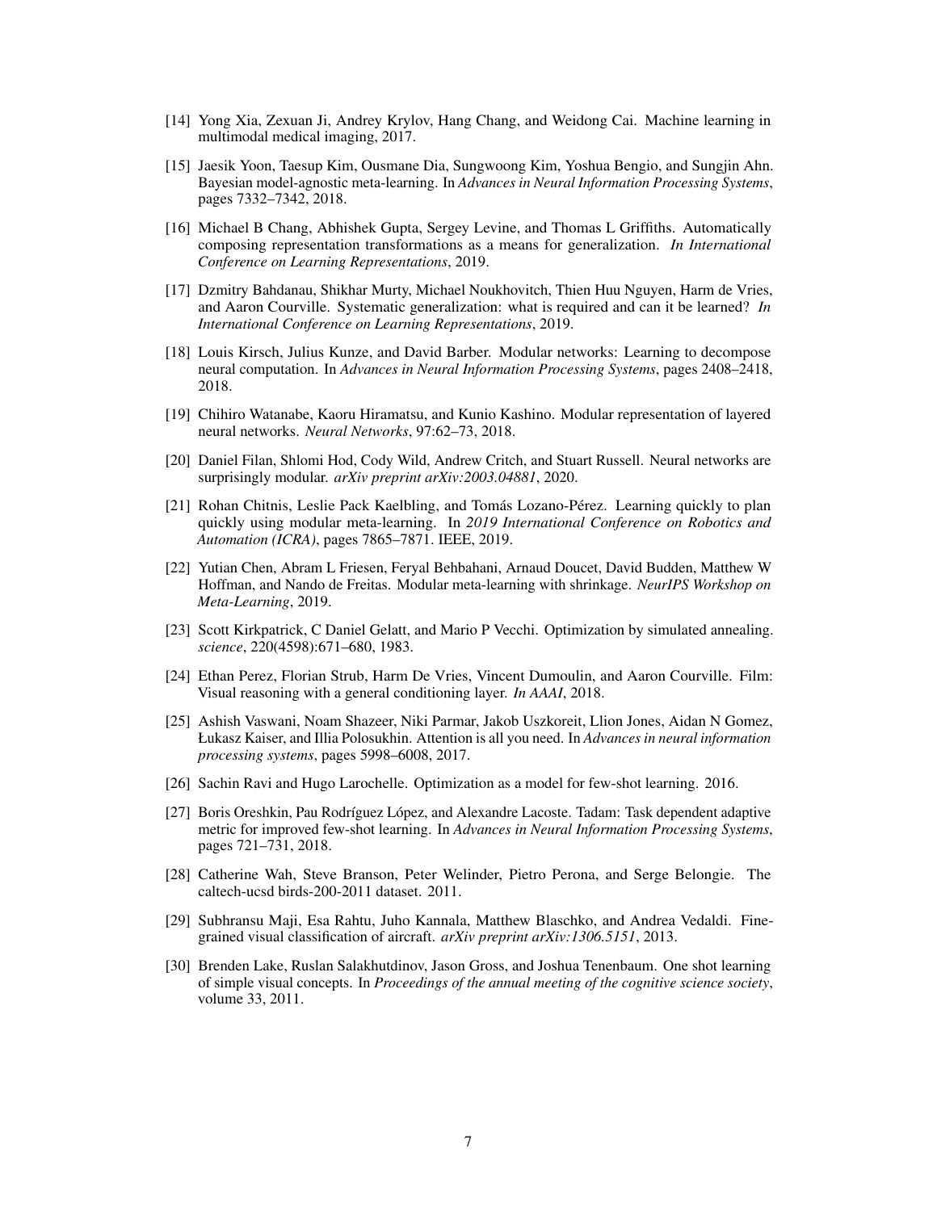[14] Yong Xia, Zexuan Ji, Andrey Krylov, Hang Chang, and Weidong Cai. Machine learning in multimodal medical imaging, 2017.

[15] Jaesik Yoon, Taesup Kim, Ousmane Dia, Sungwoong Kim, Yoshua Bengio, and Sungjin Ahn. Bayesian model-agnostic meta-learning. In *Advances in Neural Information Processing Systems*, pages 7332–7342, 2018.

[16] Michael B Chang, Abhishek Gupta, Sergey Levine, and Thomas L Griffiths. Automatically composing representation transformations as a means for generalization. *In International Conference on Learning Representations*, 2019.

[17] Dzmitry Bahdanau, Shikhar Murty, Michael Noukhovitch, Thien Huu Nguyen, Harm de Vries, and Aaron Courville. Systematic generalization: what is required and can it be learned? *In International Conference on Learning Representations*, 2019.

[18] Louis Kirsch, Julius Kunze, and David Barber. Modular networks: Learning to decompose neural computation. In *Advances in Neural Information Processing Systems*, pages 2408–2418, 2018.

[19] Chihiro Watanabe, Kaoru Hiramatsu, and Kunio Kashino. Modular representation of layered neural networks. *Neural Networks*, 97:62–73, 2018.

[20] Daniel Filan, Shlomi Hod, Cody Wild, Andrew Critch, and Stuart Russell. Neural networks are surprisingly modular. *arXiv preprint arXiv:2003.04881*, 2020.

[21] Rohan Chitnis, Leslie Pack Kaelbling, and Tomás Lozano-Pérez. Learning quickly to plan quickly using modular meta-learning. In *2019 International Conference on Robotics and Automation (ICRA)*, pages 7865–7871. IEEE, 2019.

[22] Yutian Chen, Abram L Friesen, Feryal Behbahani, Arnaud Doucet, David Budden, Matthew W Hoffman, and Nando de Freitas. Modular meta-learning with shrinkage. *NeurIPS Workshop on Meta-Learning*, 2019.

[23] Scott Kirkpatrick, C Daniel Gelatt, and Mario P Vecchi. Optimization by simulated annealing. *science*, 220(4598):671–680, 1983.

[24] Ethan Perez, Florian Strub, Harm De Vries, Vincent Dumoulin, and Aaron Courville. Film: Visual reasoning with a general conditioning layer. *In AAAI*, 2018.

[25] Ashish Vaswani, Noam Shazeer, Niki Parmar, Jakob Uszkoreit, Llion Jones, Aidan N Gomez, Łukasz Kaiser, and Illia Polosukhin. Attention is all you need. In *Advances in neural information processing systems*, pages 5998–6008, 2017.

[26] Sachin Ravi and Hugo Larochelle. Optimization as a model for few-shot learning. 2016.

[27] Boris Oreshkin, Pau Rodríguez López, and Alexandre Lacoste. Tadam: Task dependent adaptive metric for improved few-shot learning. In *Advances in Neural Information Processing Systems*, pages 721–731, 2018.

[28] Catherine Wah, Steve Branson, Peter Welinder, Pietro Perona, and Serge Belongie. The caltech-ucsd birds-200-2011 dataset. 2011.

[29] Subhransu Maji, Esa Rahtu, Juho Kannala, Matthew Blaschko, and Andrea Vedaldi. Fine-grained visual classification of aircraft. *arXiv preprint arXiv:1306.5151*, 2013.

[30] Brenden Lake, Ruslan Salakhutdinov, Jason Gross, and Joshua Tenenbaum. One shot learning of simple visual concepts. In *Proceedings of the annual meeting of the cognitive science society*, volume 33, 2011.